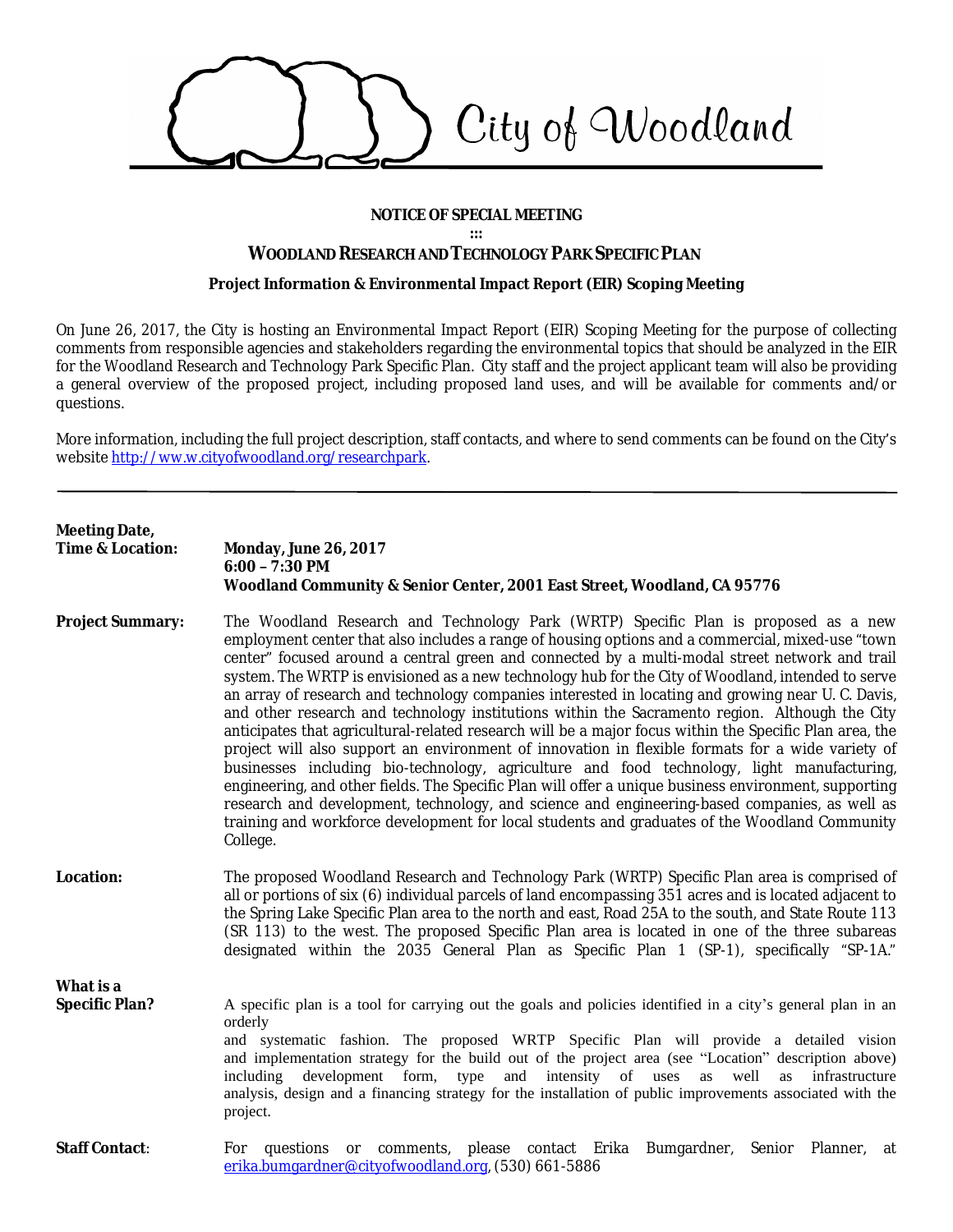City of Woodland

**NOTICE OF SPECIAL MEETING**

**:::**

## WOODLAND RESEARCH AND TECHNOLOGY PARK SPECIFIC PLAN

**Project Information & Environmental Impact Report (EIR) Scoping Meeting**

On June 26, 2017, the City is hosting an Environmental Impact Report (EIR) Scoping Meeting for the purpose of collecting comments from responsible agencies and stakeholders regarding the environmental topics that should be analyzed in the EIR for the Woodland Research and Technology Park Specific Plan. City staff and the project applicant team will also be providing a general overview of the proposed project, including proposed land uses, and will be available for comments and/or questions.

More information, including the full project description, staff contacts, and where to send comments can be found on the City's website http://ww.w.cityofwoodland.org/researchpark.

---

**Meeting Date, Time & Location:**

**Monday, June 26, 2017**
**6:00 – 7:30 PM**
**Woodland Community & Senior Center, 2001 East Street, Woodland, CA 95776**

**Project Summary:**

The Woodland Research and Technology Park (WRTP) Specific Plan is proposed as a new employment center that also includes a range of housing options and a commercial, mixed-use "town center" focused around a central green and connected by a multi-modal street network and trail system. The WRTP is envisioned as a new technology hub for the City of Woodland, intended to serve an array of research and technology companies interested in locating and growing near U. C. Davis, and other research and technology institutions within the Sacramento region. Although the City anticipates that agricultural-related research will be a major focus within the Specific Plan area, the project will also support an environment of innovation in flexible formats for a wide variety of businesses including bio-technology, agriculture and food technology, light manufacturing, engineering, and other fields. The Specific Plan will offer a unique business environment, supporting research and development, technology, and science and engineering-based companies, as well as training and workforce development for local students and graduates of the Woodland Community College.

**Location:**

The proposed Woodland Research and Technology Park (WRTP) Specific Plan area is comprised of all or portions of six (6) individual parcels of land encompassing 351 acres and is located adjacent to the Spring Lake Specific Plan area to the north and east, Road 25A to the south, and State Route 113 (SR 113) to the west. The proposed Specific Plan area is located in one of the three subareas designated within the 2035 General Plan as Specific Plan 1 (SP-1), specifically "SP-1A."

**What is a Specific Plan?**

A specific plan is a tool for carrying out the goals and policies identified in a city's general plan in an orderly and systematic fashion. The proposed WRTP Specific Plan will provide a detailed vision and implementation strategy for the build out of the project area (see "Location" description above) including development form, type and intensity of uses as well as infrastructure analysis, design and a financing strategy for the installation of public improvements associated with the project.

**Staff Contact:**

For questions or comments, please contact Erika Bumgardner, Senior Planner, at erika.bumgardner@cityofwoodland.org, (530) 661-5886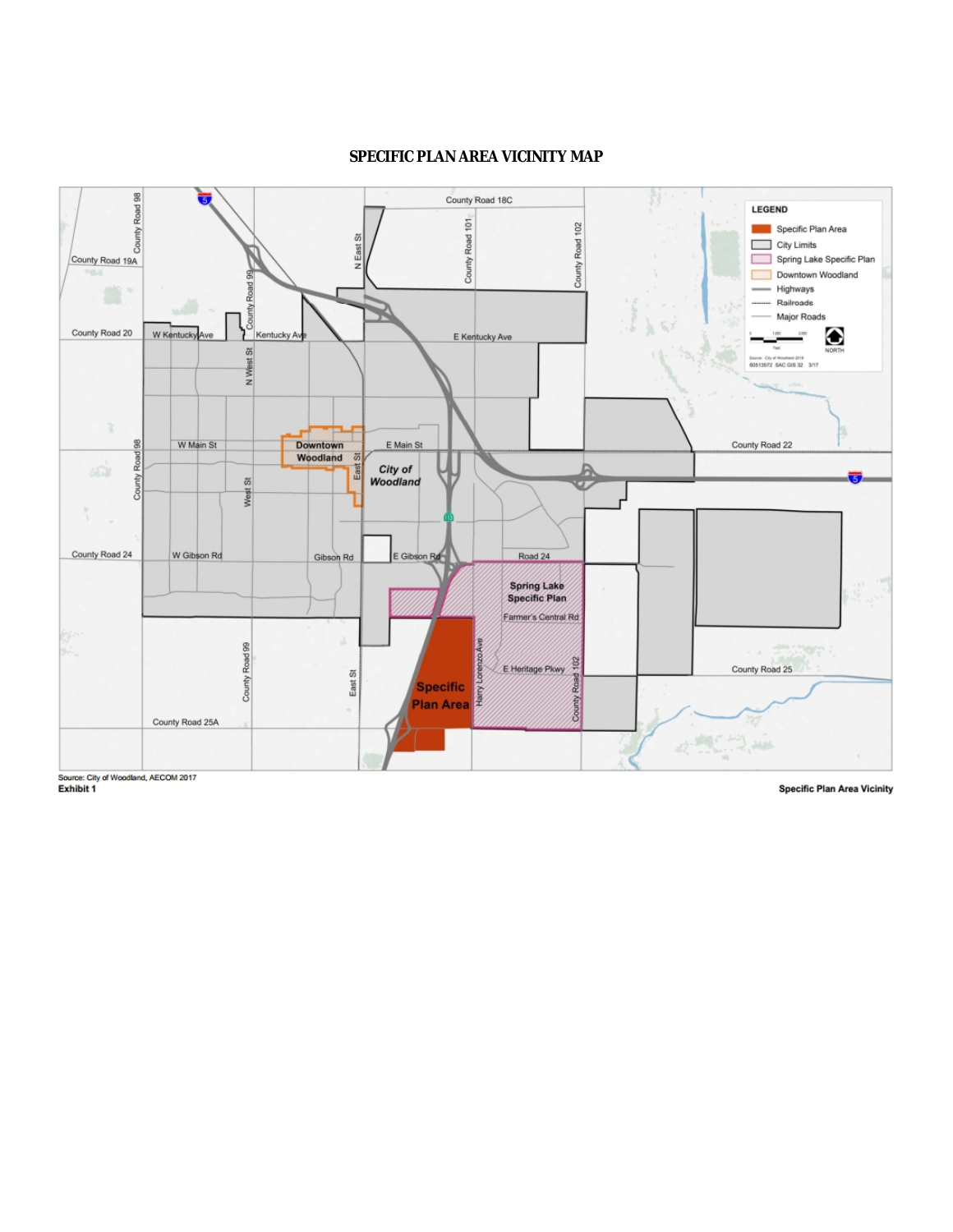# SPECIFIC PLAN AREA VICINITY MAP

LEGEND

Specific Plan Area

City Limits

Spring Lake Specific Plan

Downtown Woodland

Highways

Railroads

Major Roads

NORTH

County Road 18C

County Road 98

County Road 19A

County Road 20

W Kentucky Ave

Kentucky Ave

County Road 99

N West St

N East St

County Road 101

County Road 102

E Kentucky Ave

W Main St

Downtown Woodland

E Main St

East St

City of Woodland

County Road 22

West St

County Road 24

W Gibson Rd

Gibson Rd

E Gibson Rd

Road 24

Spring Lake Specific Plan

Farmer's Central Rd

E Heritage Pkwy

Harry Lorenzo Ave

Specific Plan Area

County Road 25

County Road 25A

Source: City of Woodland, AECOM 2017

**Exhibit 1**

**Specific Plan Area Vicinity**